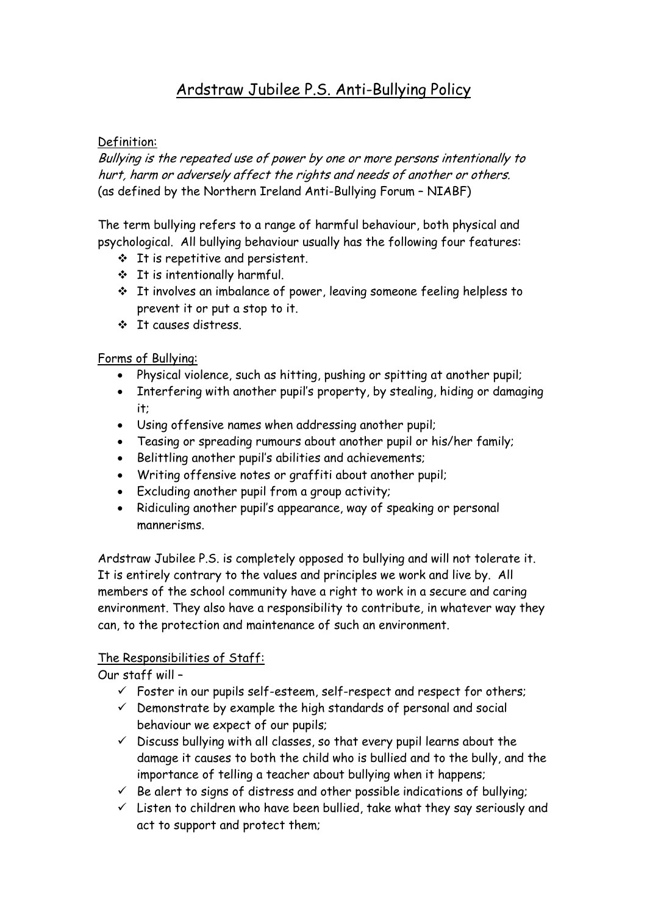# Ardstraw Jubilee P.S. Anti-Bullying Policy

Definition:

*Bullying is the repeated use of power by one or more persons intentionally to hurt, harm or adversely affect the rights and needs of another or others.*
(as defined by the Northern Ireland Anti-Bullying Forum – NIABF)

The term bullying refers to a range of harmful behaviour, both physical and psychological. All bullying behaviour usually has the following four features:

- It is repetitive and persistent.
- It is intentionally harmful.
- It involves an imbalance of power, leaving someone feeling helpless to prevent it or put a stop to it.
- It causes distress.

Forms of Bullying:

- Physical violence, such as hitting, pushing or spitting at another pupil;
- Interfering with another pupil's property, by stealing, hiding or damaging it;
- Using offensive names when addressing another pupil;
- Teasing or spreading rumours about another pupil or his/her family;
- Belittling another pupil's abilities and achievements;
- Writing offensive notes or graffiti about another pupil;
- Excluding another pupil from a group activity;
- Ridiculing another pupil's appearance, way of speaking or personal mannerisms.

Ardstraw Jubilee P.S. is completely opposed to bullying and will not tolerate it. It is entirely contrary to the values and principles we work and live by. All members of the school community have a right to work in a secure and caring environment. They also have a responsibility to contribute, in whatever way they can, to the protection and maintenance of such an environment.

The Responsibilities of Staff:

Our staff will –

- ✓ Foster in our pupils self-esteem, self-respect and respect for others;
- ✓ Demonstrate by example the high standards of personal and social behaviour we expect of our pupils;
- ✓ Discuss bullying with all classes, so that every pupil learns about the damage it causes to both the child who is bullied and to the bully, and the importance of telling a teacher about bullying when it happens;
- ✓ Be alert to signs of distress and other possible indications of bullying;
- ✓ Listen to children who have been bullied, take what they say seriously and act to support and protect them;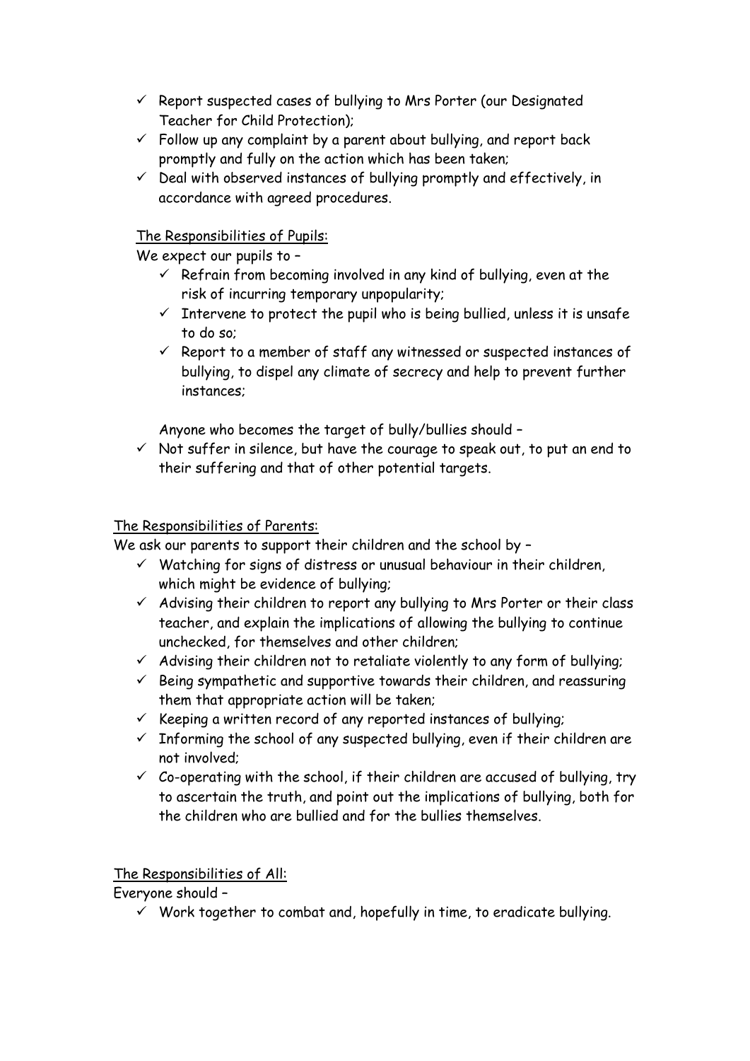- ✓ Report suspected cases of bullying to Mrs Porter (our Designated Teacher for Child Protection);
- ✓ Follow up any complaint by a parent about bullying, and report back promptly and fully on the action which has been taken;
- ✓ Deal with observed instances of bullying promptly and effectively, in accordance with agreed procedures.

<u>The Responsibilities of Pupils:</u>

We expect our pupils to –

- ✓ Refrain from becoming involved in any kind of bullying, even at the risk of incurring temporary unpopularity;
- ✓ Intervene to protect the pupil who is being bullied, unless it is unsafe to do so;
- ✓ Report to a member of staff any witnessed or suspected instances of bullying, to dispel any climate of secrecy and help to prevent further instances;

Anyone who becomes the target of bully/bullies should –

- ✓ Not suffer in silence, but have the courage to speak out, to put an end to their suffering and that of other potential targets.

<u>The Responsibilities of Parents:</u>

We ask our parents to support their children and the school by –

- ✓ Watching for signs of distress or unusual behaviour in their children, which might be evidence of bullying;
- ✓ Advising their children to report any bullying to Mrs Porter or their class teacher, and explain the implications of allowing the bullying to continue unchecked, for themselves and other children;
- ✓ Advising their children not to retaliate violently to any form of bullying;
- ✓ Being sympathetic and supportive towards their children, and reassuring them that appropriate action will be taken;
- ✓ Keeping a written record of any reported instances of bullying;
- ✓ Informing the school of any suspected bullying, even if their children are not involved;
- ✓ Co-operating with the school, if their children are accused of bullying, try to ascertain the truth, and point out the implications of bullying, both for the children who are bullied and for the bullies themselves.

<u>The Responsibilities of All:</u>

Everyone should –

- ✓ Work together to combat and, hopefully in time, to eradicate bullying.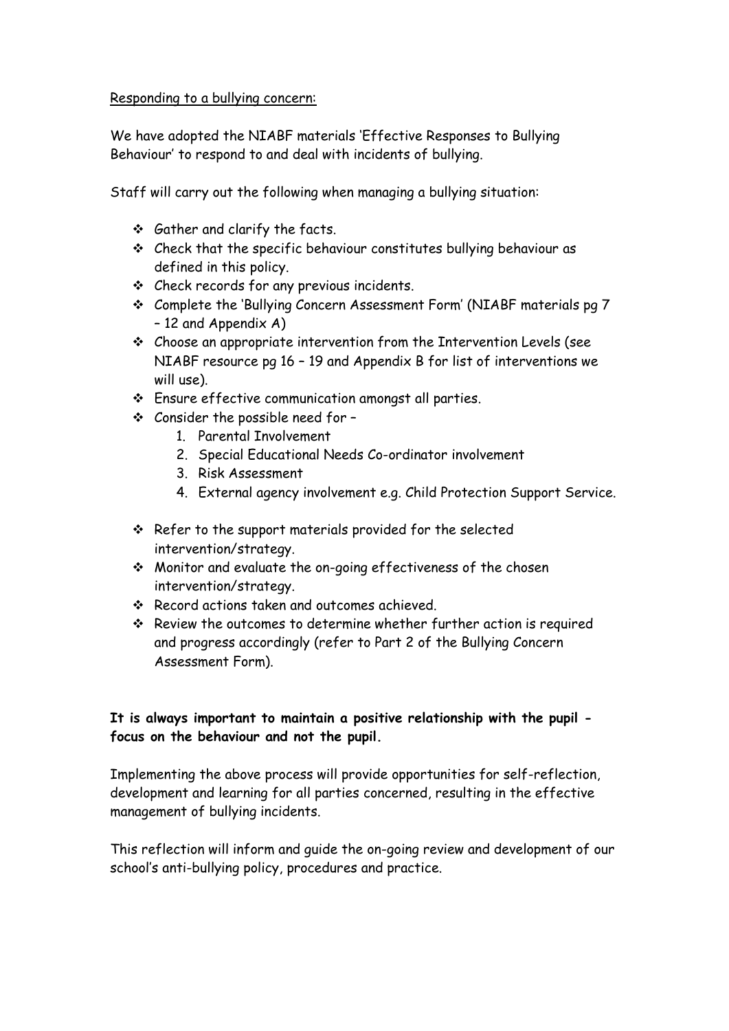Responding to a bullying concern:

We have adopted the NIABF materials 'Effective Responses to Bullying Behaviour' to respond to and deal with incidents of bullying.

Staff will carry out the following when managing a bullying situation:

- Gather and clarify the facts.
- Check that the specific behaviour constitutes bullying behaviour as defined in this policy.
- Check records for any previous incidents.
- Complete the 'Bullying Concern Assessment Form' (NIABF materials pg 7 – 12 and Appendix A)
- Choose an appropriate intervention from the Intervention Levels (see NIABF resource pg 16 – 19 and Appendix B for list of interventions we will use).
- Ensure effective communication amongst all parties.
- Consider the possible need for –
    1. Parental Involvement
    2. Special Educational Needs Co-ordinator involvement
    3. Risk Assessment
    4. External agency involvement e.g. Child Protection Support Service.
- Refer to the support materials provided for the selected intervention/strategy.
- Monitor and evaluate the on-going effectiveness of the chosen intervention/strategy.
- Record actions taken and outcomes achieved.
- Review the outcomes to determine whether further action is required and progress accordingly (refer to Part 2 of the Bullying Concern Assessment Form).

**It is always important to maintain a positive relationship with the pupil - focus on the behaviour and not the pupil.**

Implementing the above process will provide opportunities for self-reflection, development and learning for all parties concerned, resulting in the effective management of bullying incidents.

This reflection will inform and guide the on-going review and development of our school's anti-bullying policy, procedures and practice.